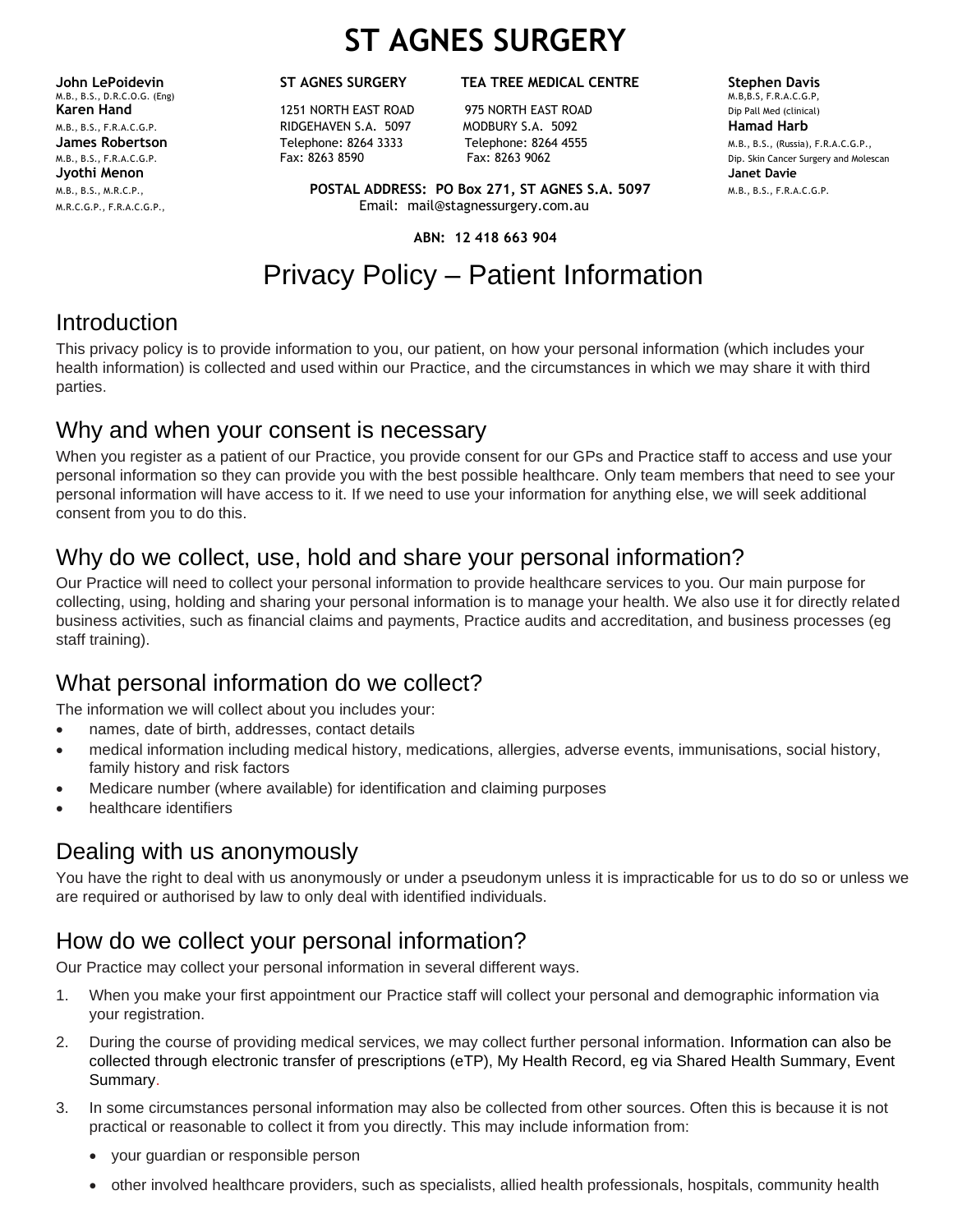# ST AGNES SURGERY

**John LePoidevin**
M.B., B.S., D.R.C.O.G. (Eng)
**Karen Hand**
M.B., B.S., F.R.A.C.G.P.
**James Robertson**
M.B., B.S., F.R.A.C.G.P.
**Jyothi Menon**
M.B., B.S., M.R.C.P.,
M.R.C.G.P., F.R.A.C.G.P.,

**ST AGNES SURGERY**
1251 NORTH EAST ROAD
RIDGEHAVEN S.A. 5097
Telephone: 8264 3333
Fax: 8263 8590

**TEA TREE MEDICAL CENTRE**
975 NORTH EAST ROAD
MODBURY S.A. 5092
Telephone: 8264 4555
Fax: 8263 9062

**Stephen Davis**
M.B,B.S, F.R.A.C.G.P,
Dip Pall Med (clinical)
**Hamad Harb**
M.B., B.S., (Russia), F.R.A.C.G.P.,
Dip. Skin Cancer Surgery and Molescan
**Janet Davie**
M.B., B.S., F.R.A.C.G.P.

**POSTAL ADDRESS: PO Box 271, ST AGNES S.A. 5097**
Email: mail@stagnessurgery.com.au

**ABN: 12 418 663 904**

# Privacy Policy – Patient Information

## Introduction

This privacy policy is to provide information to you, our patient, on how your personal information (which includes your health information) is collected and used within our Practice, and the circumstances in which we may share it with third parties.

## Why and when your consent is necessary

When you register as a patient of our Practice, you provide consent for our GPs and Practice staff to access and use your personal information so they can provide you with the best possible healthcare. Only team members that need to see your personal information will have access to it. If we need to use your information for anything else, we will seek additional consent from you to do this.

## Why do we collect, use, hold and share your personal information?

Our Practice will need to collect your personal information to provide healthcare services to you. Our main purpose for collecting, using, holding and sharing your personal information is to manage your health. We also use it for directly related business activities, such as financial claims and payments, Practice audits and accreditation, and business processes (eg staff training).

## What personal information do we collect?

The information we will collect about you includes your:

- names, date of birth, addresses, contact details
- medical information including medical history, medications, allergies, adverse events, immunisations, social history, family history and risk factors
- Medicare number (where available) for identification and claiming purposes
- healthcare identifiers

## Dealing with us anonymously

You have the right to deal with us anonymously or under a pseudonym unless it is impracticable for us to do so or unless we are required or authorised by law to only deal with identified individuals.

## How do we collect your personal information?

Our Practice may collect your personal information in several different ways.

1. When you make your first appointment our Practice staff will collect your personal and demographic information via your registration.
2. During the course of providing medical services, we may collect further personal information. Information can also be collected through electronic transfer of prescriptions (eTP), My Health Record, eg via Shared Health Summary, Event Summary.
3. In some circumstances personal information may also be collected from other sources. Often this is because it is not practical or reasonable to collect it from you directly. This may include information from:
   - your guardian or responsible person
   - other involved healthcare providers, such as specialists, allied health professionals, hospitals, community health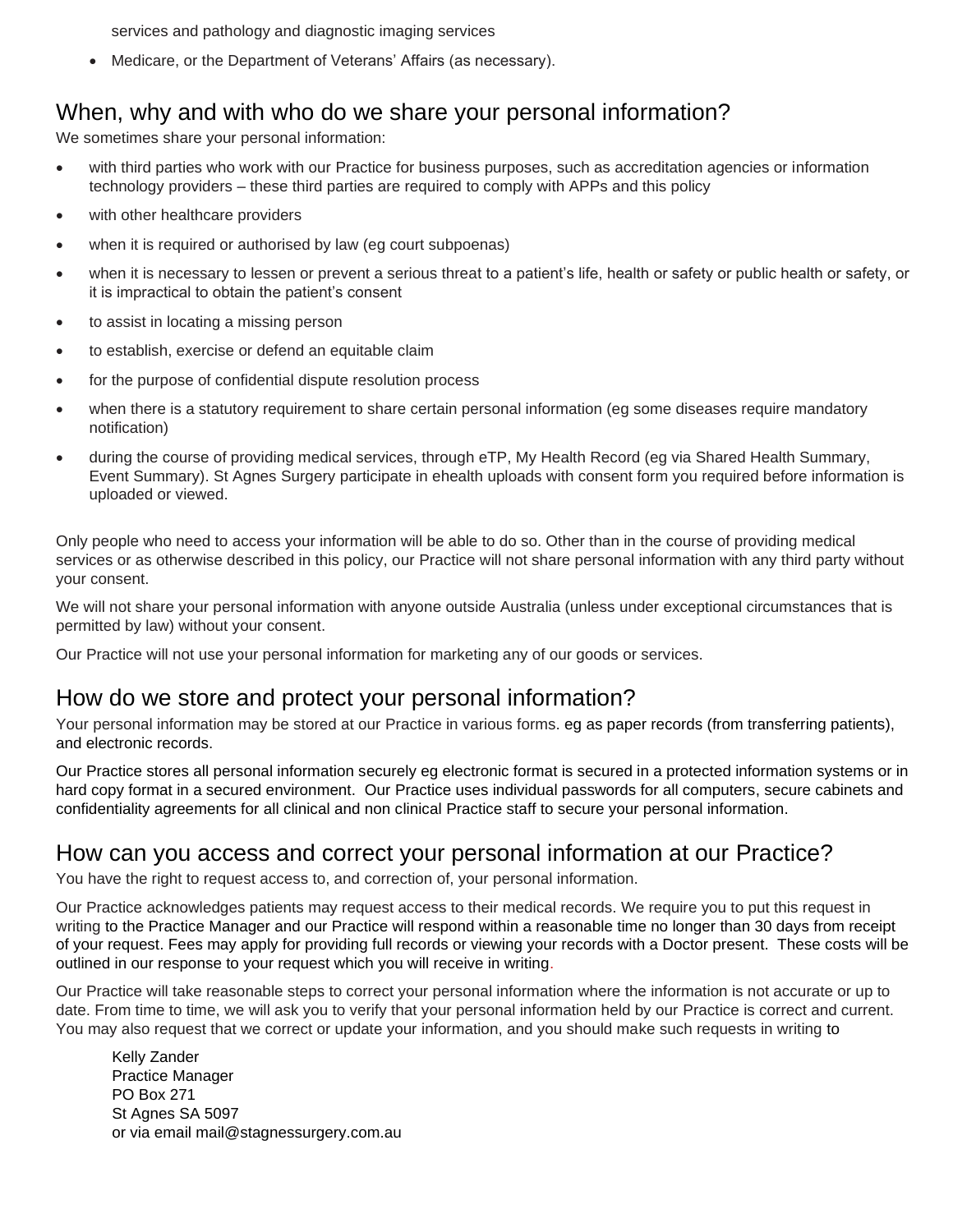services and pathology and diagnostic imaging services

- Medicare, or the Department of Veterans' Affairs (as necessary).

## When, why and with who do we share your personal information?

We sometimes share your personal information:

- with third parties who work with our Practice for business purposes, such as accreditation agencies or information technology providers – these third parties are required to comply with APPs and this policy
- with other healthcare providers
- when it is required or authorised by law (eg court subpoenas)
- when it is necessary to lessen or prevent a serious threat to a patient's life, health or safety or public health or safety, or it is impractical to obtain the patient's consent
- to assist in locating a missing person
- to establish, exercise or defend an equitable claim
- for the purpose of confidential dispute resolution process
- when there is a statutory requirement to share certain personal information (eg some diseases require mandatory notification)
- during the course of providing medical services, through eTP, My Health Record (eg via Shared Health Summary, Event Summary). St Agnes Surgery participate in ehealth uploads with consent form you required before information is uploaded or viewed.

Only people who need to access your information will be able to do so. Other than in the course of providing medical services or as otherwise described in this policy, our Practice will not share personal information with any third party without your consent.

We will not share your personal information with anyone outside Australia (unless under exceptional circumstances that is permitted by law) without your consent.

Our Practice will not use your personal information for marketing any of our goods or services.

## How do we store and protect your personal information?

Your personal information may be stored at our Practice in various forms. eg as paper records (from transferring patients), and electronic records.

Our Practice stores all personal information securely eg electronic format is secured in a protected information systems or in hard copy format in a secured environment. Our Practice uses individual passwords for all computers, secure cabinets and confidentiality agreements for all clinical and non clinical Practice staff to secure your personal information.

## How can you access and correct your personal information at our Practice?

You have the right to request access to, and correction of, your personal information.

Our Practice acknowledges patients may request access to their medical records. We require you to put this request in writing to the Practice Manager and our Practice will respond within a reasonable time no longer than 30 days from receipt of your request. Fees may apply for providing full records or viewing your records with a Doctor present. These costs will be outlined in our response to your request which you will receive in writing.

Our Practice will take reasonable steps to correct your personal information where the information is not accurate or up to date. From time to time, we will ask you to verify that your personal information held by our Practice is correct and current. You may also request that we correct or update your information, and you should make such requests in writing to

Kelly Zander  
Practice Manager  
PO Box 271  
St Agnes SA 5097  
or via email mail@stagnessurgery.com.au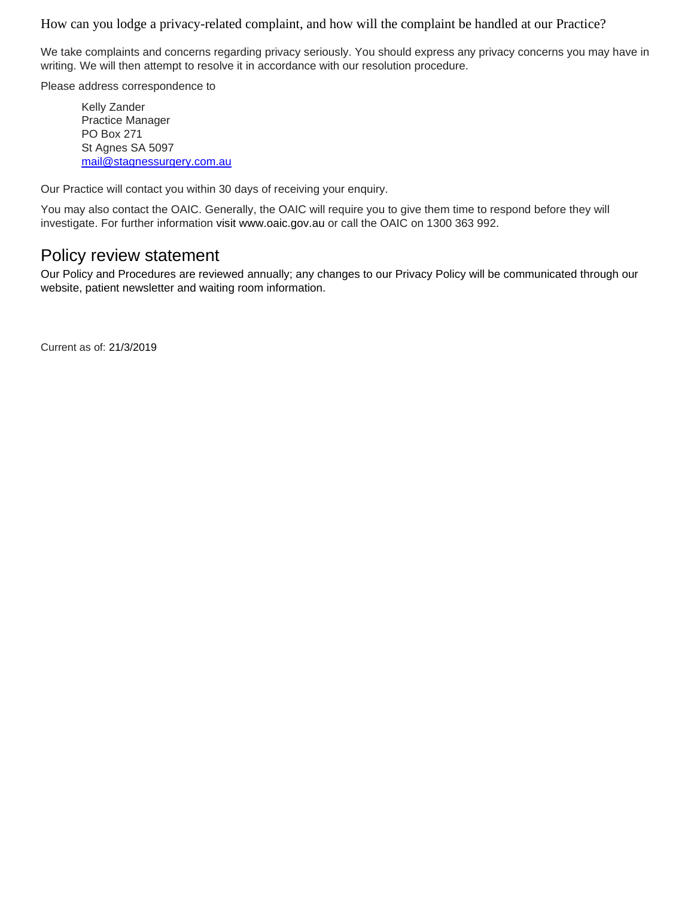### How can you lodge a privacy-related complaint, and how will the complaint be handled at our Practice?

We take complaints and concerns regarding privacy seriously. You should express any privacy concerns you may have in writing. We will then attempt to resolve it in accordance with our resolution procedure.

Please address correspondence to

Kelly Zander
Practice Manager
PO Box 271
St Agnes SA 5097
mail@stagnessurgery.com.au

Our Practice will contact you within 30 days of receiving your enquiry.

You may also contact the OAIC. Generally, the OAIC will require you to give them time to respond before they will investigate. For further information visit www.oaic.gov.au or call the OAIC on 1300 363 992.

## Policy review statement

Our Policy and Procedures are reviewed annually; any changes to our Privacy Policy will be communicated through our website, patient newsletter and waiting room information.

Current as of: 21/3/2019